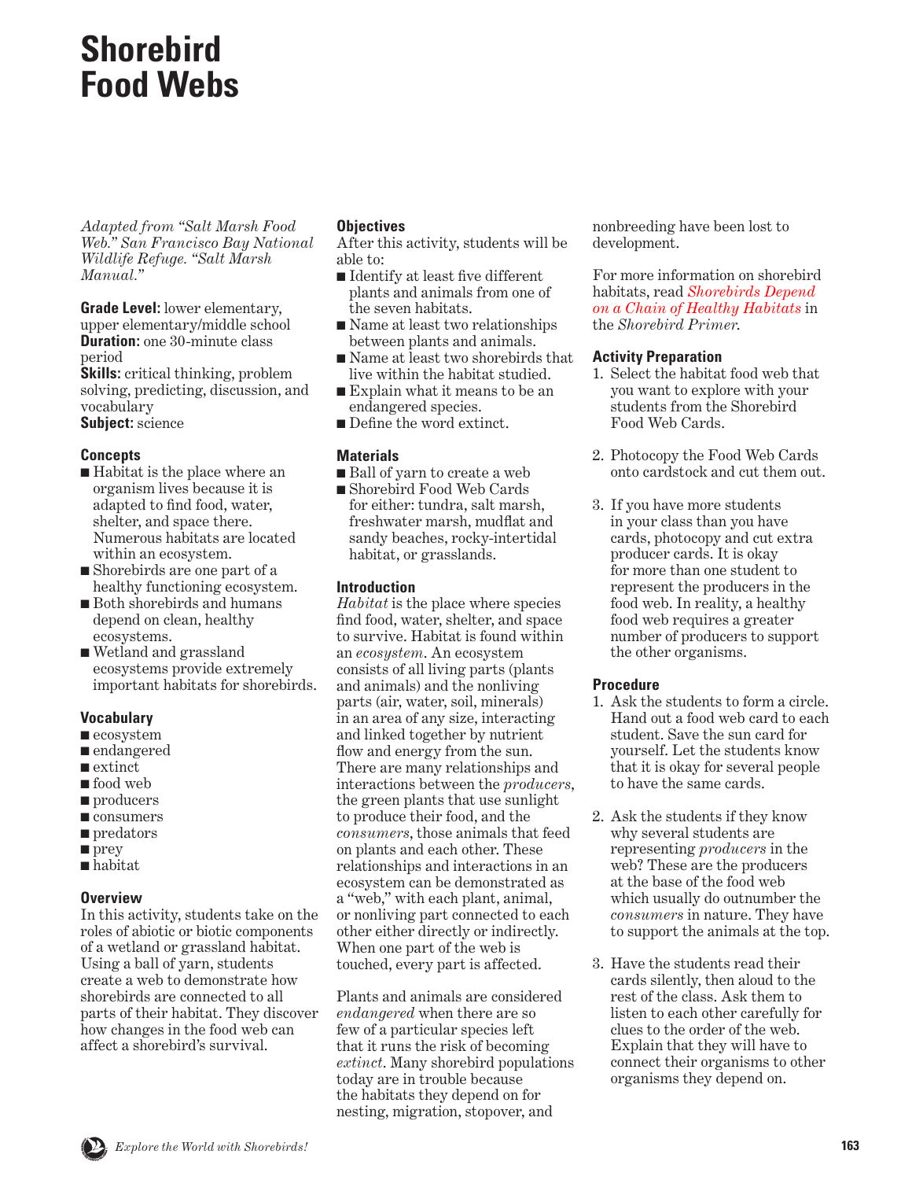# Shorebird Food Webs

*Adapted from "Salt Marsh Food Web." San Francisco Bay National Wildlife Refuge. "Salt Marsh Manual."*

**Grade Level:** lower elementary, upper elementary/middle school
**Duration:** one 30-minute class period
**Skills:** critical thinking, problem solving, predicting, discussion, and vocabulary
**Subject:** science

### Concepts

- Habitat is the place where an organism lives because it is adapted to find food, water, shelter, and space there. Numerous habitats are located within an ecosystem.
- Shorebirds are one part of a healthy functioning ecosystem.
- Both shorebirds and humans depend on clean, healthy ecosystems.
- Wetland and grassland ecosystems provide extremely important habitats for shorebirds.

### Vocabulary

- ecosystem
- endangered
- extinct
- food web
- producers
- consumers
- predators
- prey
- habitat

### Overview

In this activity, students take on the roles of abiotic or biotic components of a wetland or grassland habitat. Using a ball of yarn, students create a web to demonstrate how shorebirds are connected to all parts of their habitat. They discover how changes in the food web can affect a shorebird's survival.

### Objectives

After this activity, students will be able to:

- Identify at least five different plants and animals from one of the seven habitats.
- Name at least two relationships between plants and animals.
- Name at least two shorebirds that live within the habitat studied.
- Explain what it means to be an endangered species.
- Define the word extinct.

### Materials

- Ball of yarn to create a web
- Shorebird Food Web Cards for either: tundra, salt marsh, freshwater marsh, mudflat and sandy beaches, rocky-intertidal habitat, or grasslands.

### Introduction

*Habitat* is the place where species find food, water, shelter, and space to survive. Habitat is found within an *ecosystem*. An ecosystem consists of all living parts (plants and animals) and the nonliving parts (air, water, soil, minerals) in an area of any size, interacting and linked together by nutrient flow and energy from the sun. There are many relationships and interactions between the *producers*, the green plants that use sunlight to produce their food, and the *consumers*, those animals that feed on plants and each other. These relationships and interactions in an ecosystem can be demonstrated as a "web," with each plant, animal, or nonliving part connected to each other either directly or indirectly. When one part of the web is touched, every part is affected.

Plants and animals are considered *endangered* when there are so few of a particular species left that it runs the risk of becoming *extinct*. Many shorebird populations today are in trouble because the habitats they depend on for nesting, migration, stopover, and nonbreeding have been lost to development.

For more information on shorebird habitats, read *Shorebirds Depend on a Chain of Healthy Habitats* in the *Shorebird Primer*.

### Activity Preparation

1. Select the habitat food web that you want to explore with your students from the Shorebird Food Web Cards.
2. Photocopy the Food Web Cards onto cardstock and cut them out.
3. If you have more students in your class than you have cards, photocopy and cut extra producer cards. It is okay for more than one student to represent the producers in the food web. In reality, a healthy food web requires a greater number of producers to support the other organisms.

### Procedure

1. Ask the students to form a circle. Hand out a food web card to each student. Save the sun card for yourself. Let the students know that it is okay for several people to have the same cards.
2. Ask the students if they know why several students are representing *producers* in the web? These are the producers at the base of the food web which usually do outnumber the *consumers* in nature. They have to support the animals at the top.
3. Have the students read their cards silently, then aloud to the rest of the class. Ask them to listen to each other carefully for clues to the order of the web. Explain that they will have to connect their organisms to other organisms they depend on.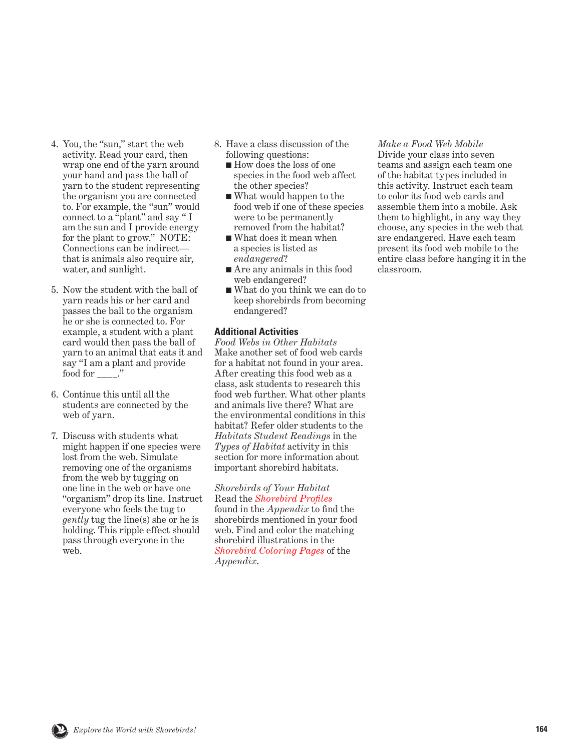4. You, the "sun," start the web activity. Read your card, then wrap one end of the yarn around your hand and pass the ball of yarn to the student representing the organism you are connected to. For example, the "sun" would connect to a "plant" and say " I am the sun and I provide energy for the plant to grow." NOTE: Connections can be indirect—that is animals also require air, water, and sunlight.

5. Now the student with the ball of yarn reads his or her card and passes the ball to the organism he or she is connected to. For example, a student with a plant card would then pass the ball of yarn to an animal that eats it and say "I am a plant and provide food for ____."

6. Continue this until all the students are connected by the web of yarn.

7. Discuss with students what might happen if one species were lost from the web. Simulate removing one of the organisms from the web by tugging on one line in the web or have one "organism" drop its line. Instruct everyone who feels the tug to *gently* tug the line(s) she or he is holding. This ripple effect should pass through everyone in the web.

8. Have a class discussion of the following questions:
   - How does the loss of one species in the food web affect the other species?
   - What would happen to the food web if one of these species were to be permanently removed from the habitat?
   - What does it mean when a species is listed as *endangered*?
   - Are any animals in this food web endangered?
   - What do you think we can do to keep shorebirds from becoming endangered?

### Additional Activities

*Food Webs in Other Habitats*
Make another set of food web cards for a habitat not found in your area. After creating this food web as a class, ask students to research this food web further. What other plants and animals live there? What are the environmental conditions in this habitat? Refer older students to the *Habitats Student Readings* in the *Types of Habitat* activity in this section for more information about important shorebird habitats.

*Shorebirds of Your Habitat*
Read the *Shorebird Profiles* found in the *Appendix* to find the shorebirds mentioned in your food web. Find and color the matching shorebird illustrations in the *Shorebird Coloring Pages* of the *Appendix*.

*Make a Food Web Mobile*
Divide your class into seven teams and assign each team one of the habitat types included in this activity. Instruct each team to color its food web cards and assemble them into a mobile. Ask them to highlight, in any way they choose, any species in the web that are endangered. Have each team present its food web mobile to the entire class before hanging it in the classroom.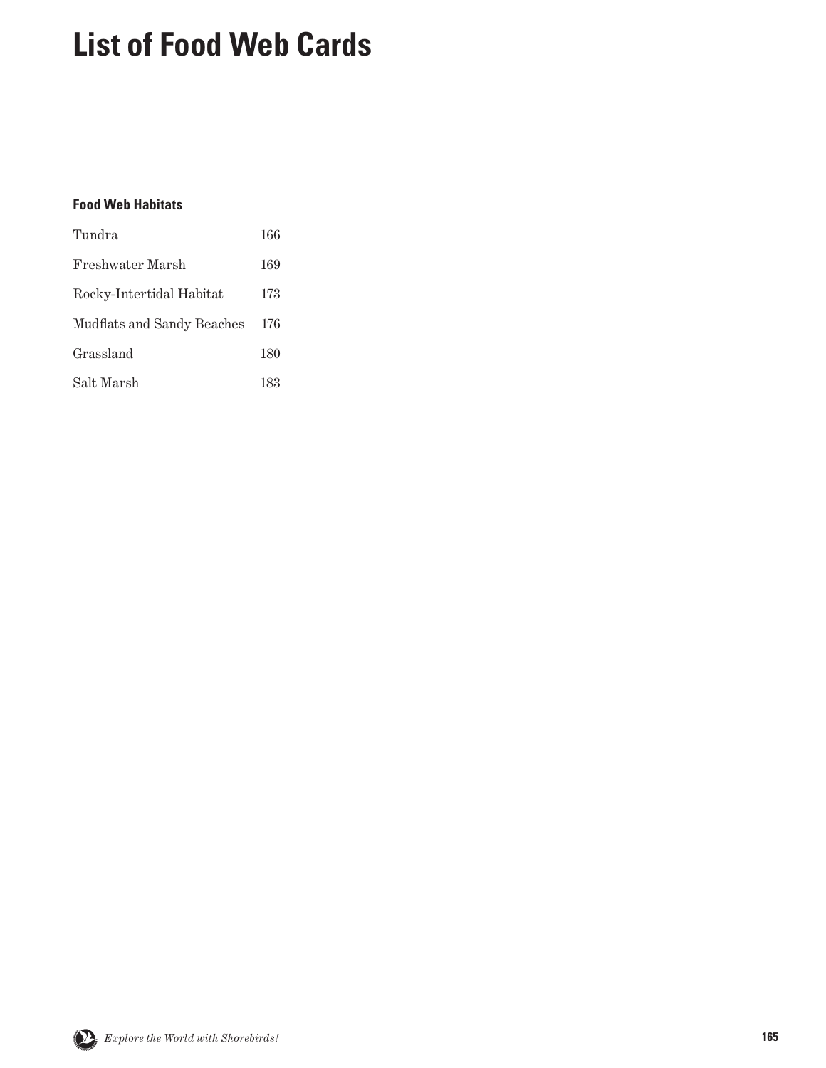# List of Food Web Cards

**Food Web Habitats**

| | |
|---|---|
| Tundra | 166 |
| Freshwater Marsh | 169 |
| Rocky-Intertidal Habitat | 173 |
| Mudflats and Sandy Beaches | 176 |
| Grassland | 180 |
| Salt Marsh | 183 |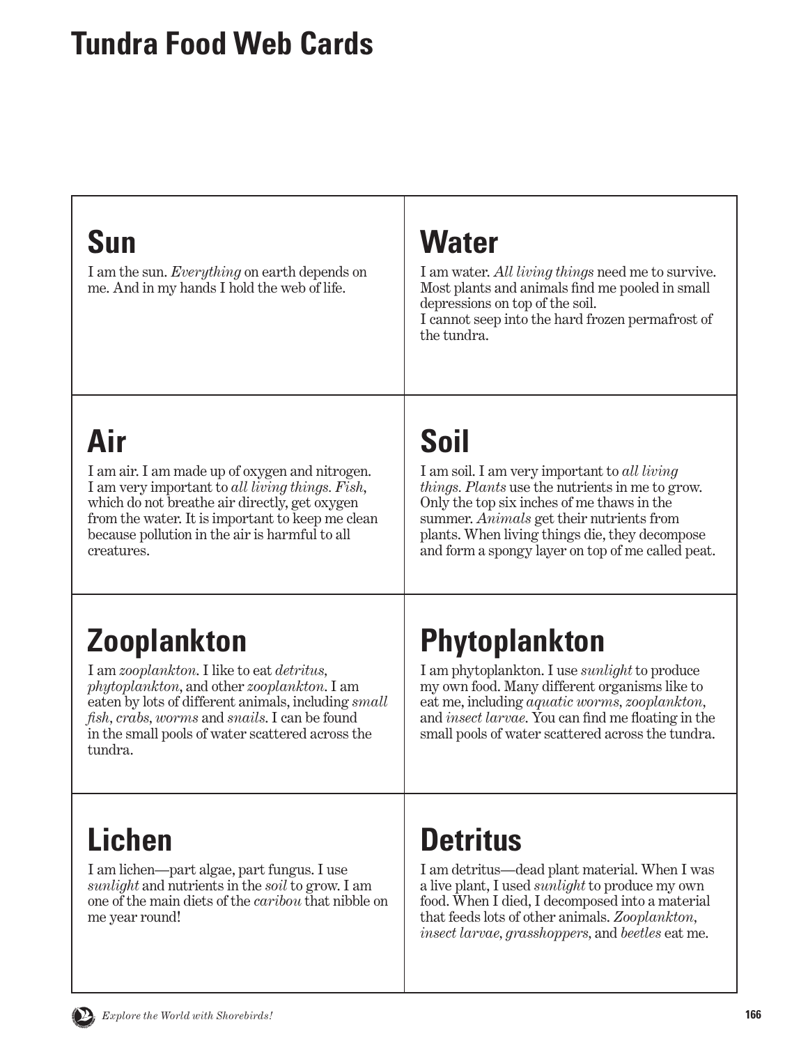# Tundra Food Web Cards

## Sun

I am the sun. *Everything* on earth depends on me. And in my hands I hold the web of life.

## Water

I am water. *All living things* need me to survive. Most plants and animals find me pooled in small depressions on top of the soil.
I cannot seep into the hard frozen permafrost of the tundra.

## Air

I am air. I am made up of oxygen and nitrogen. I am very important to *all living things. Fish*, which do not breathe air directly, get oxygen from the water. It is important to keep me clean because pollution in the air is harmful to all creatures.

## Soil

I am soil. I am very important to *all living things. Plants* use the nutrients in me to grow. Only the top six inches of me thaws in the summer. *Animals* get their nutrients from plants. When living things die, they decompose and form a spongy layer on top of me called peat.

## Zooplankton

I am *zooplankton*. I like to eat *detritus*, *phytoplankton*, and other *zooplankton*. I am eaten by lots of different animals, including *small fish*, *crabs*, *worms* and *snails*. I can be found in the small pools of water scattered across the tundra.

## Phytoplankton

I am phytoplankton. I use *sunlight* to produce my own food. Many different organisms like to eat me, including *aquatic worms*, *zooplankton*, and *insect larvae*. You can find me floating in the small pools of water scattered across the tundra.

## Lichen

I am lichen—part algae, part fungus. I use *sunlight* and nutrients in the *soil* to grow. I am one of the main diets of the *caribou* that nibble on me year round!

## Detritus

I am detritus—dead plant material. When I was a live plant, I used *sunlight* to produce my own food. When I died, I decomposed into a material that feeds lots of other animals. *Zooplankton*, *insect larvae*, *grasshoppers*, and *beetles* eat me.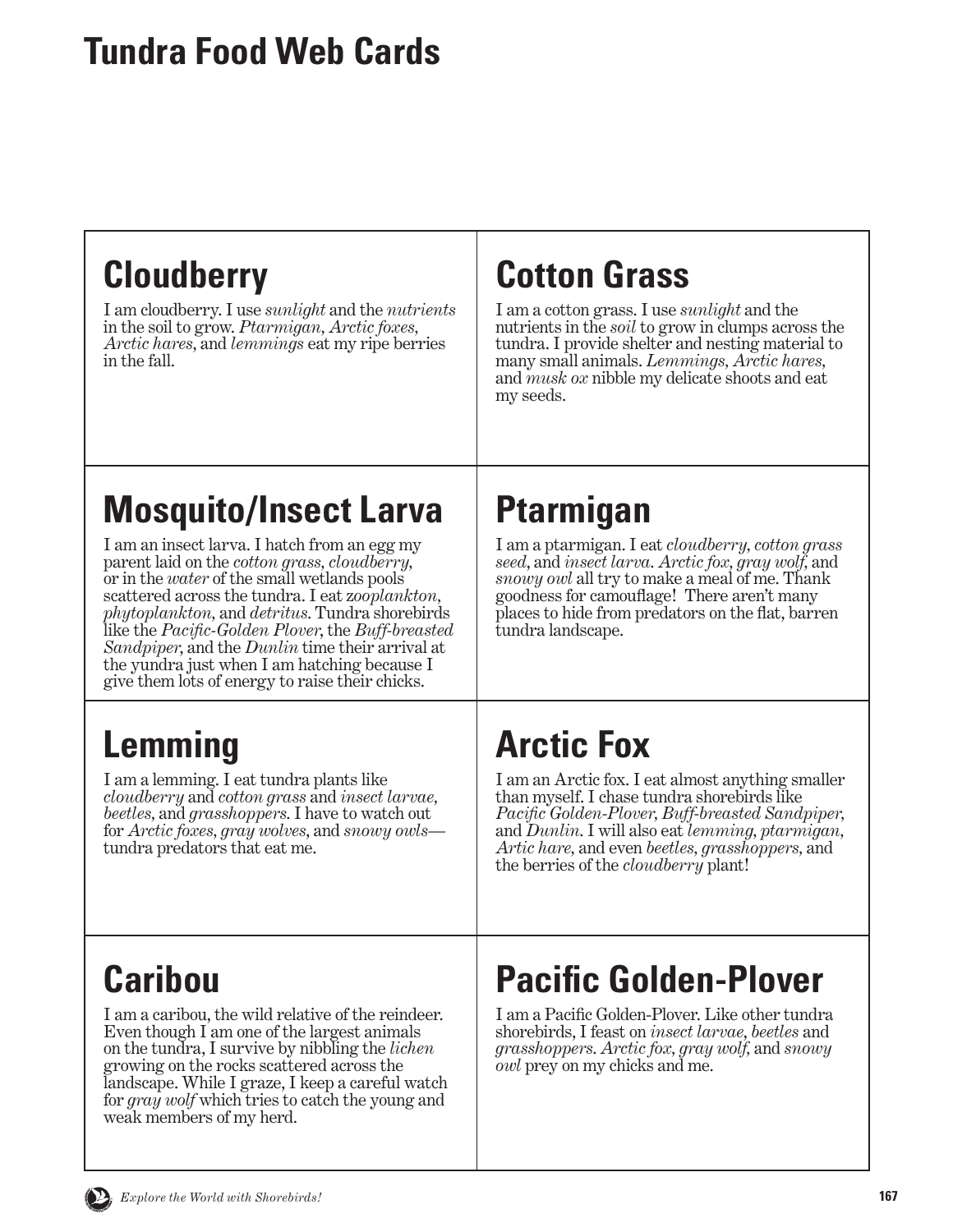# Tundra Food Web Cards

## Cloudberry

I am cloudberry. I use *sunlight* and the *nutrients* in the soil to grow. *Ptarmigan, Arctic foxes, Arctic hares*, and *lemmings* eat my ripe berries in the fall.

## Cotton Grass

I am a cotton grass. I use *sunlight* and the nutrients in the *soil* to grow in clumps across the tundra. I provide shelter and nesting material to many small animals. *Lemmings, Arctic hares*, and *musk ox* nibble my delicate shoots and eat my seeds.

## Mosquito/Insect Larva

I am an insect larva. I hatch from an egg my parent laid on the *cotton grass, cloudberry*, or in the *water* of the small wetlands pools scattered across the tundra. I eat z*ooplankton, phytoplankton*, and *detritus*. Tundra shorebirds like the *Pacific-Golden Plover*, the *Buff-breasted Sandpiper*, and the *Dunlin* time their arrival at the yundra just when I am hatching because I give them lots of energy to raise their chicks.

## Ptarmigan

I am a ptarmigan. I eat *cloudberry, cotton grass seed*, and *insect larva*. *Arctic fox, gray wolf*, and *snowy owl* all try to make a meal of me. Thank goodness for camouflage! There aren't many places to hide from predators on the flat, barren tundra landscape.

## Lemming

I am a lemming. I eat tundra plants like *cloudberry* and *cotton grass* and *insect larvae, beetles*, and *grasshoppers*. I have to watch out for *Arctic foxes, gray wolves*, and *snowy owls*—tundra predators that eat me.

## Arctic Fox

I am an Arctic fox. I eat almost anything smaller than myself. I chase tundra shorebirds like *Pacific Golden-Plover, Buff-breasted Sandpiper*, and *Dunlin*. I will also eat *lemming, ptarmigan, Artic hare*, and even *beetles, grasshoppers*, and the berries of the *cloudberry* plant!

## Caribou

I am a caribou, the wild relative of the reindeer. Even though I am one of the largest animals on the tundra, I survive by nibbling the *lichen* growing on the rocks scattered across the landscape. While I graze, I keep a careful watch for *gray wolf* which tries to catch the young and weak members of my herd.

## Pacific Golden-Plover

I am a Pacific Golden-Plover. Like other tundra shorebirds, I feast on *insect larvae, beetles* and *grasshoppers*. *Arctic fox, gray wolf*, and *snowy owl* prey on my chicks and me.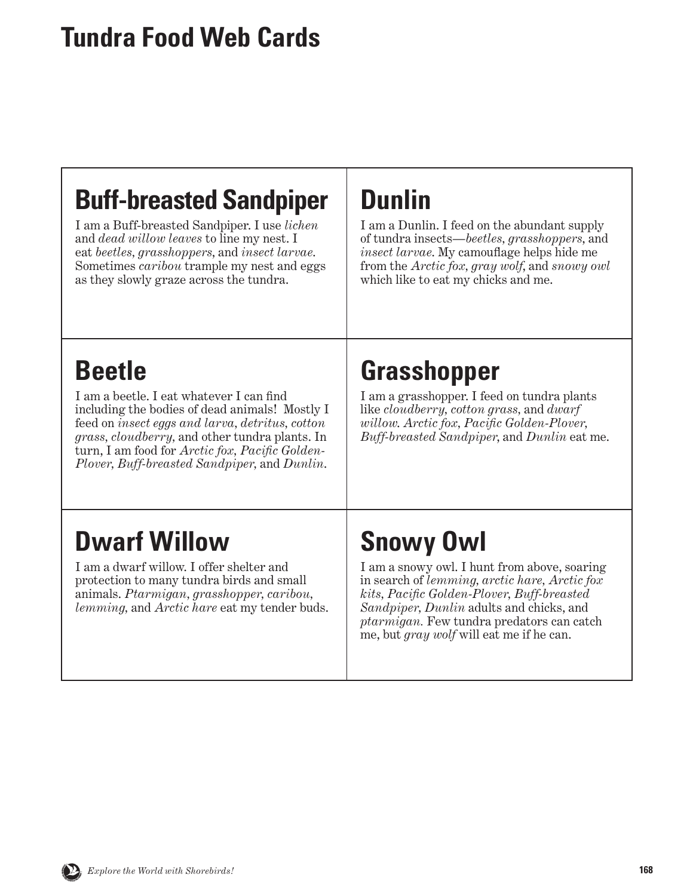# Tundra Food Web Cards

## Buff-breasted Sandpiper

I am a Buff-breasted Sandpiper. I use *lichen* and *dead willow leaves* to line my nest. I eat *beetles*, *grasshoppers*, and *insect larvae*. Sometimes *caribou* trample my nest and eggs as they slowly graze across the tundra.

## Dunlin

I am a Dunlin. I feed on the abundant supply of tundra insects—*beetles*, *grasshoppers*, and *insect larvae*. My camouflage helps hide me from the *Arctic fox*, *gray wolf*, and *snowy owl* which like to eat my chicks and me.

## Beetle

I am a beetle. I eat whatever I can find including the bodies of dead animals! Mostly I feed on *insect eggs and larva*, *detritus*, *cotton grass*, *cloudberry*, and other tundra plants. In turn, I am food for *Arctic fox*, *Pacific Golden-Plover*, *Buff-breasted Sandpiper*, and *Dunlin*.

## Grasshopper

I am a grasshopper. I feed on tundra plants like *cloudberry*, *cotton grass*, and *dwarf willow*. *Arctic fox*, *Pacific Golden-Plover*, *Buff-breasted Sandpiper*, and *Dunlin* eat me.

## Dwarf Willow

I am a dwarf willow. I offer shelter and protection to many tundra birds and small animals. *Ptarmigan*, *grasshopper*, *caribou*, *lemming*, and *Arctic hare* eat my tender buds.

## Snowy Owl

I am a snowy owl. I hunt from above, soaring in search of *lemming*, *arctic hare*, *Arctic fox kits*, *Pacific Golden-Plover*, *Buff-breasted Sandpiper*, *Dunlin* adults and chicks, and *ptarmigan*. Few tundra predators can catch me, but *gray wolf* will eat me if he can.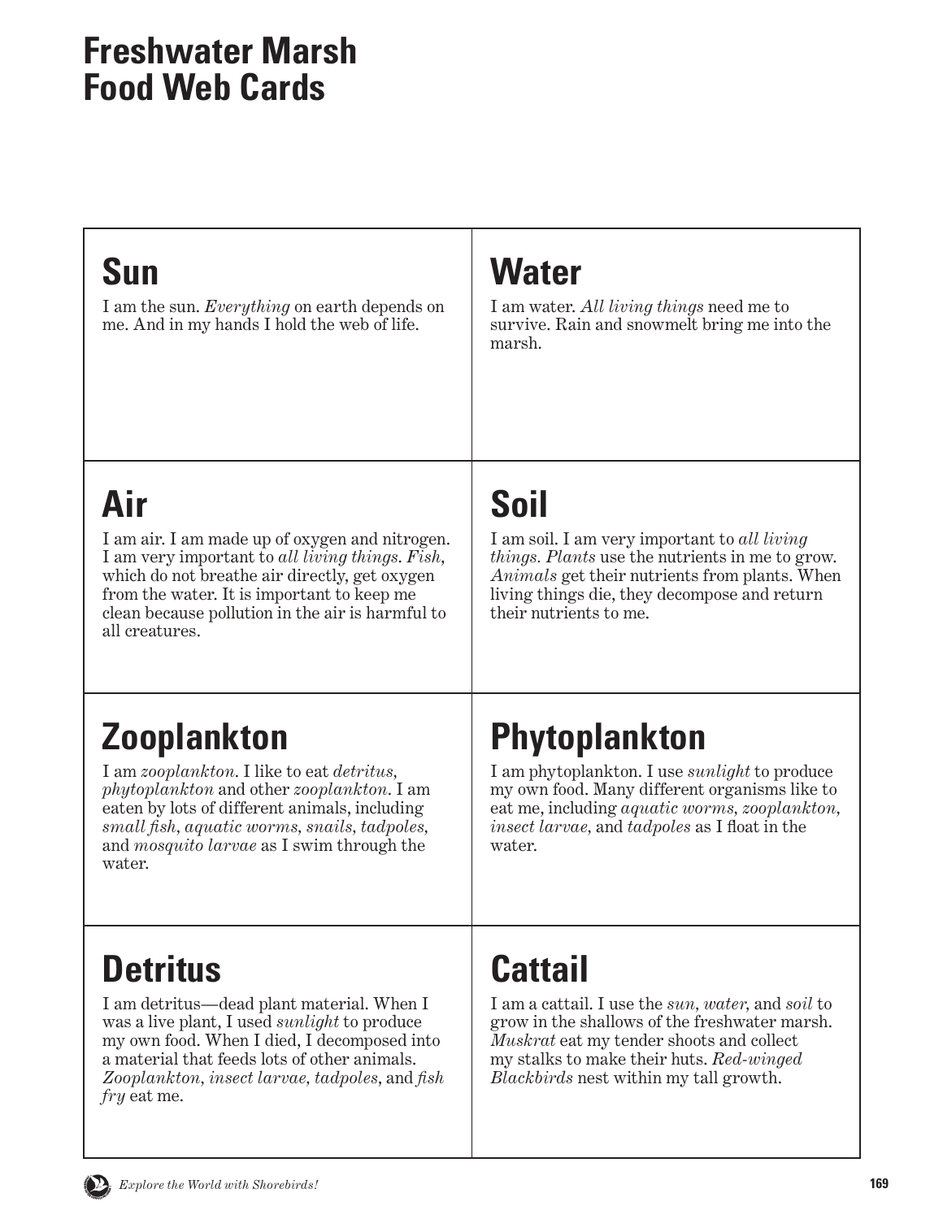# Freshwater Marsh Food Web Cards

## Sun

I am the sun. *Everything* on earth depends on me. And in my hands I hold the web of life.

## Water

I am water. *All living things* need me to survive. Rain and snowmelt bring me into the marsh.

## Air

I am air. I am made up of oxygen and nitrogen. I am very important to *all living things*. *Fish*, which do not breathe air directly, get oxygen from the water. It is important to keep me clean because pollution in the air is harmful to all creatures.

## Soil

I am soil. I am very important to *all living things*. *Plants* use the nutrients in me to grow. *Animals* get their nutrients from plants. When living things die, they decompose and return their nutrients to me.

## Zooplankton

I am *zooplankton*. I like to eat *detritus*, *phytoplankton* and other *zooplankton*. I am eaten by lots of different animals, including *small fish*, *aquatic worms*, *snails*, *tadpoles*, and *mosquito larvae* as I swim through the water.

## Phytoplankton

I am phytoplankton. I use *sunlight* to produce my own food. Many different organisms like to eat me, including *aquatic worms*, *zooplankton*, *insect larvae*, and *tadpoles* as I float in the water.

## Detritus

I am detritus—dead plant material. When I was a live plant, I used *sunlight* to produce my own food. When I died, I decomposed into a material that feeds lots of other animals. *Zooplankton*, *insect larvae*, *tadpoles*, and *fish fry* eat me.

## Cattail

I am a cattail. I use the *sun*, *water*, and *soil* to grow in the shallows of the freshwater marsh. *Muskrat* eat my tender shoots and collect my stalks to make their huts. *Red-winged Blackbirds* nest within my tall growth.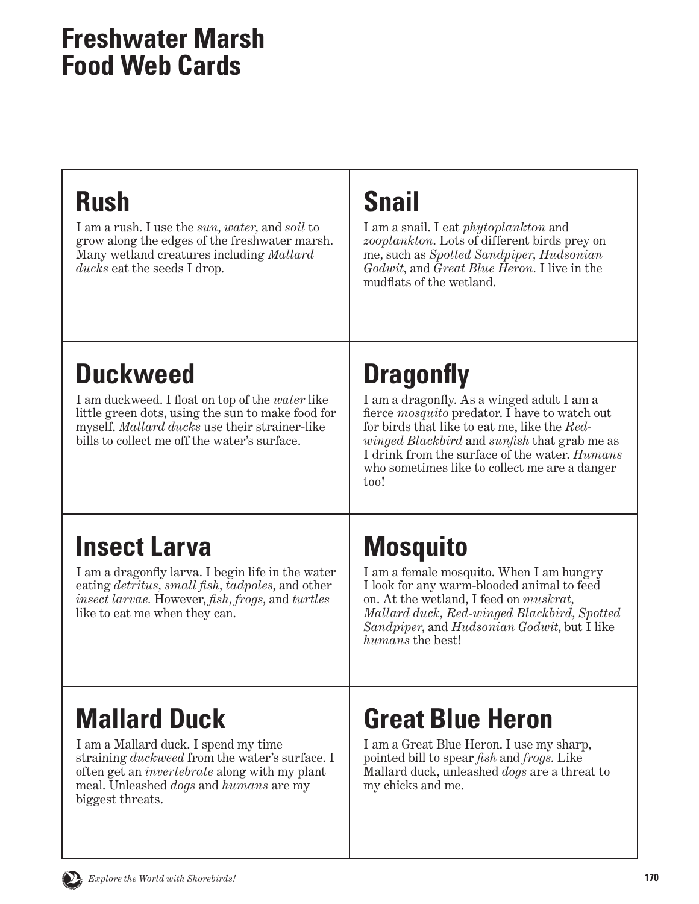# Freshwater Marsh Food Web Cards

## Rush

I am a rush. I use the *sun, water,* and *soil* to grow along the edges of the freshwater marsh. Many wetland creatures including *Mallard ducks* eat the seeds I drop.

## Snail

I am a snail. I eat *phytoplankton* and *zooplankton*. Lots of different birds prey on me, such as *Spotted Sandpiper, Hudsonian Godwit,* and *Great Blue Heron.* I live in the mudflats of the wetland.

## Duckweed

I am duckweed. I float on top of the *water* like little green dots, using the sun to make food for myself. *Mallard ducks* use their strainer-like bills to collect me off the water's surface.

## Dragonfly

I am a dragonfly. As a winged adult I am a fierce *mosquito* predator. I have to watch out for birds that like to eat me, like the *Red-winged Blackbird* and *sunfish* that grab me as I drink from the surface of the water. *Humans* who sometimes like to collect me are a danger too!

## Insect Larva

I am a dragonfly larva. I begin life in the water eating *detritus, small fish, tadpoles,* and other *insect larvae.* However, *fish, frogs,* and *turtles* like to eat me when they can.

## Mosquito

I am a female mosquito. When I am hungry I look for any warm-blooded animal to feed on. At the wetland, I feed on *muskrat, Mallard duck, Red-winged Blackbird, Spotted Sandpiper,* and *Hudsonian Godwit,* but I like *humans* the best!

## Mallard Duck

I am a Mallard duck. I spend my time straining *duckweed* from the water's surface. I often get an *invertebrate* along with my plant meal. Unleashed *dogs* and *humans* are my biggest threats.

## Great Blue Heron

I am a Great Blue Heron. I use my sharp, pointed bill to spear *fish* and *frogs.* Like Mallard duck, unleashed *dogs* are a threat to my chicks and me.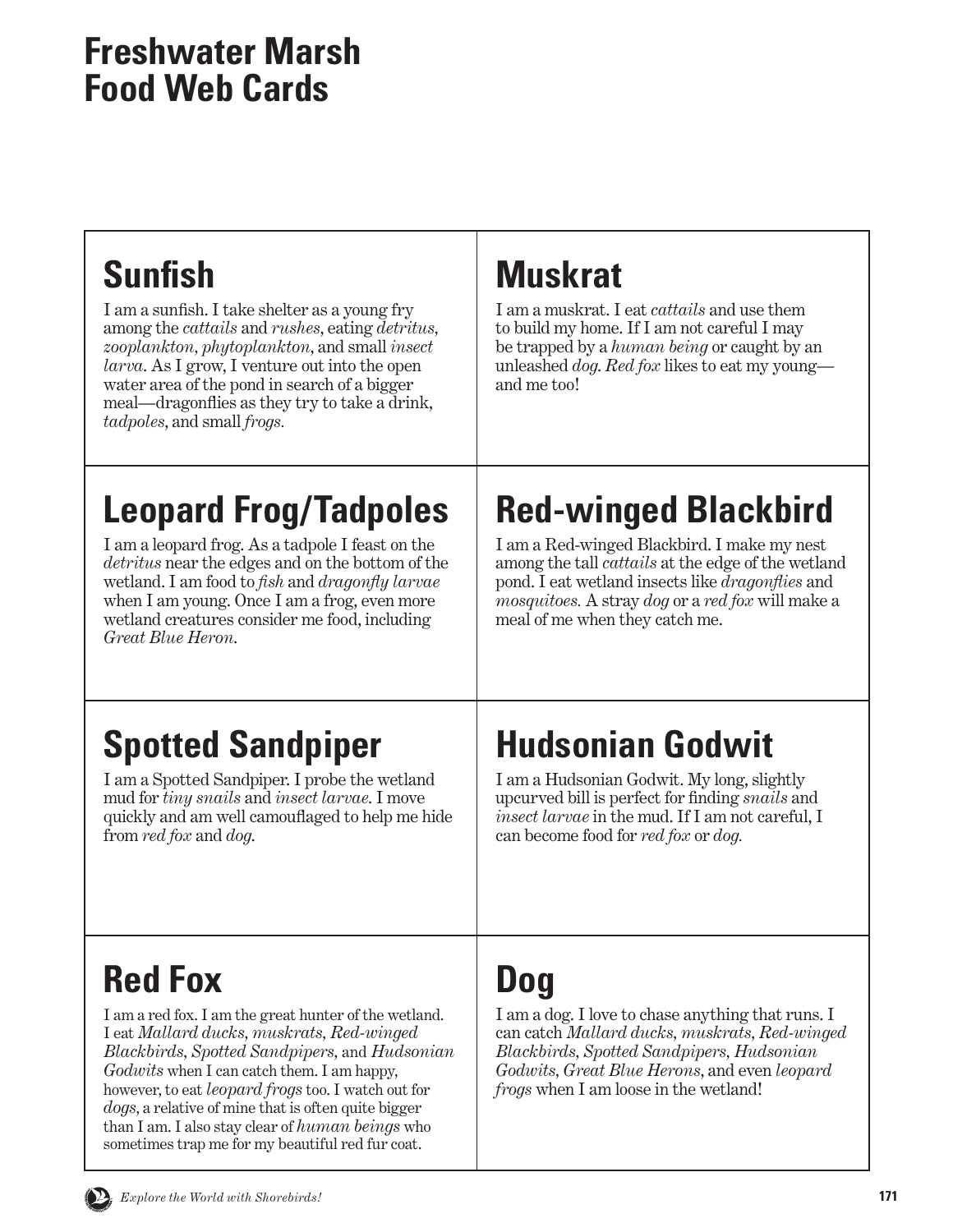# Freshwater Marsh Food Web Cards

## Sunfish

I am a sunfish. I take shelter as a young fry among the *cattails* and *rushes*, eating *detritus*, *zooplankton*, *phytoplankton*, and small *insect larva*. As I grow, I venture out into the open water area of the pond in search of a bigger meal—dragonflies as they try to take a drink, *tadpoles*, and small *frogs*.

## Muskrat

I am a muskrat. I eat *cattails* and use them to build my home. If I am not careful I may be trapped by a *human being* or caught by an unleashed *dog*. *Red fox* likes to eat my young—and me too!

## Leopard Frog/Tadpoles

I am a leopard frog. As a tadpole I feast on the *detritus* near the edges and on the bottom of the wetland. I am food to *fish* and *dragonfly larvae* when I am young. Once I am a frog, even more wetland creatures consider me food, including *Great Blue Heron*.

## Red-winged Blackbird

I am a Red-winged Blackbird. I make my nest among the tall *cattails* at the edge of the wetland pond. I eat wetland insects like *dragonflies* and *mosquitoes*. A stray *dog* or a *red fox* will make a meal of me when they catch me.

## Spotted Sandpiper

I am a Spotted Sandpiper. I probe the wetland mud for *tiny snails* and *insect larvae*. I move quickly and am well camouflaged to help me hide from *red fox* and *dog*.

## Hudsonian Godwit

I am a Hudsonian Godwit. My long, slightly upcurved bill is perfect for finding *snails* and *insect larvae* in the mud. If I am not careful, I can become food for *red fox* or *dog*.

## Red Fox

I am a red fox. I am the great hunter of the wetland. I eat *Mallard ducks*, *muskrats*, *Red-winged Blackbirds*, *Spotted Sandpipers*, and *Hudsonian Godwits* when I can catch them. I am happy, however, to eat *leopard frogs* too. I watch out for *dogs*, a relative of mine that is often quite bigger than I am. I also stay clear of *human beings* who sometimes trap me for my beautiful red fur coat.

## Dog

I am a dog. I love to chase anything that runs. I can catch *Mallard ducks*, *muskrats*, *Red-winged Blackbirds*, *Spotted Sandpipers*, *Hudsonian Godwits*, *Great Blue Herons*, and even *leopard frogs* when I am loose in the wetland!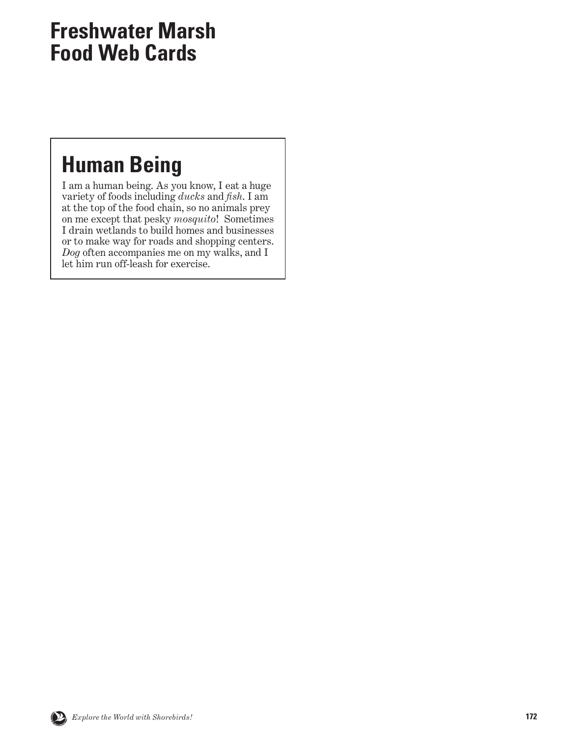# Freshwater Marsh Food Web Cards

## Human Being

I am a human being. As you know, I eat a huge variety of foods including *ducks* and *fish*. I am at the top of the food chain, so no animals prey on me except that pesky *mosquito*! Sometimes I drain wetlands to build homes and businesses or to make way for roads and shopping centers. *Dog* often accompanies me on my walks, and I let him run off-leash for exercise.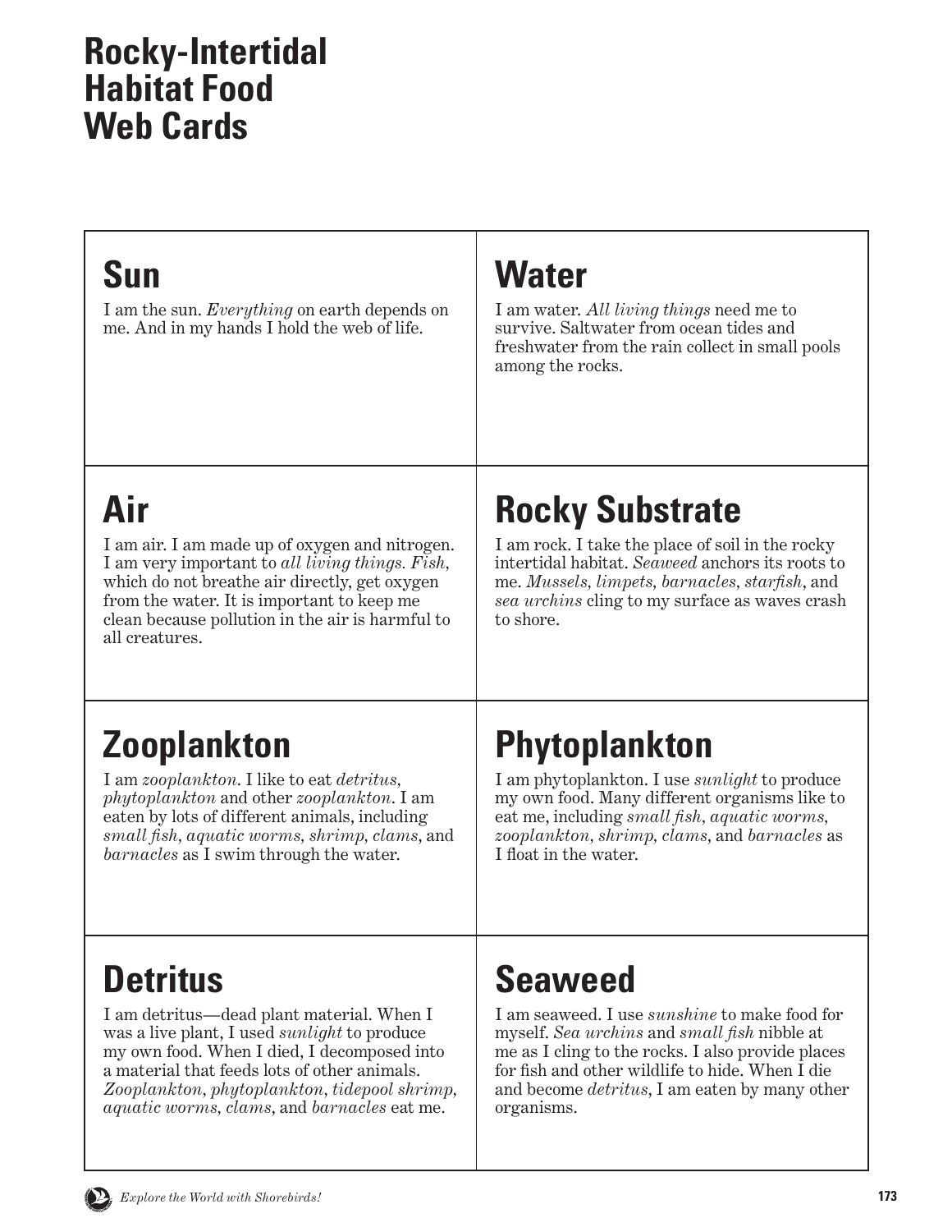# Rocky-Intertidal Habitat Food Web Cards

## Sun

I am the sun. *Everything* on earth depends on me. And in my hands I hold the web of life.

## Water

I am water. *All living things* need me to survive. Saltwater from ocean tides and freshwater from the rain collect in small pools among the rocks.

## Air

I am air. I am made up of oxygen and nitrogen. I am very important to *all living things. Fish,* which do not breathe air directly, get oxygen from the water. It is important to keep me clean because pollution in the air is harmful to all creatures.

## Rocky Substrate

I am rock. I take the place of soil in the rocky intertidal habitat. *Seaweed* anchors its roots to me. *Mussels, limpets, barnacles, starfish*, and *sea urchins* cling to my surface as waves crash to shore.

## Zooplankton

I am *zooplankton*. I like to eat *detritus, phytoplankton* and other *zooplankton*. I am eaten by lots of different animals, including *small fish, aquatic worms, shrimp, clams*, and *barnacles* as I swim through the water.

## Phytoplankton

I am phytoplankton. I use *sunlight* to produce my own food. Many different organisms like to eat me, including *small fish, aquatic worms, zooplankton, shrimp, clams*, and *barnacles* as I float in the water.

## Detritus

I am detritus—dead plant material. When I was a live plant, I used *sunlight* to produce my own food. When I died, I decomposed into a material that feeds lots of other animals. *Zooplankton, phytoplankton, tidepool shrimp, aquatic worms, clams*, and *barnacles* eat me.

## Seaweed

I am seaweed. I use *sunshine* to make food for myself. *Sea urchins* and *small fish* nibble at me as I cling to the rocks. I also provide places for fish and other wildlife to hide. When I die and become *detritus*, I am eaten by many other organisms.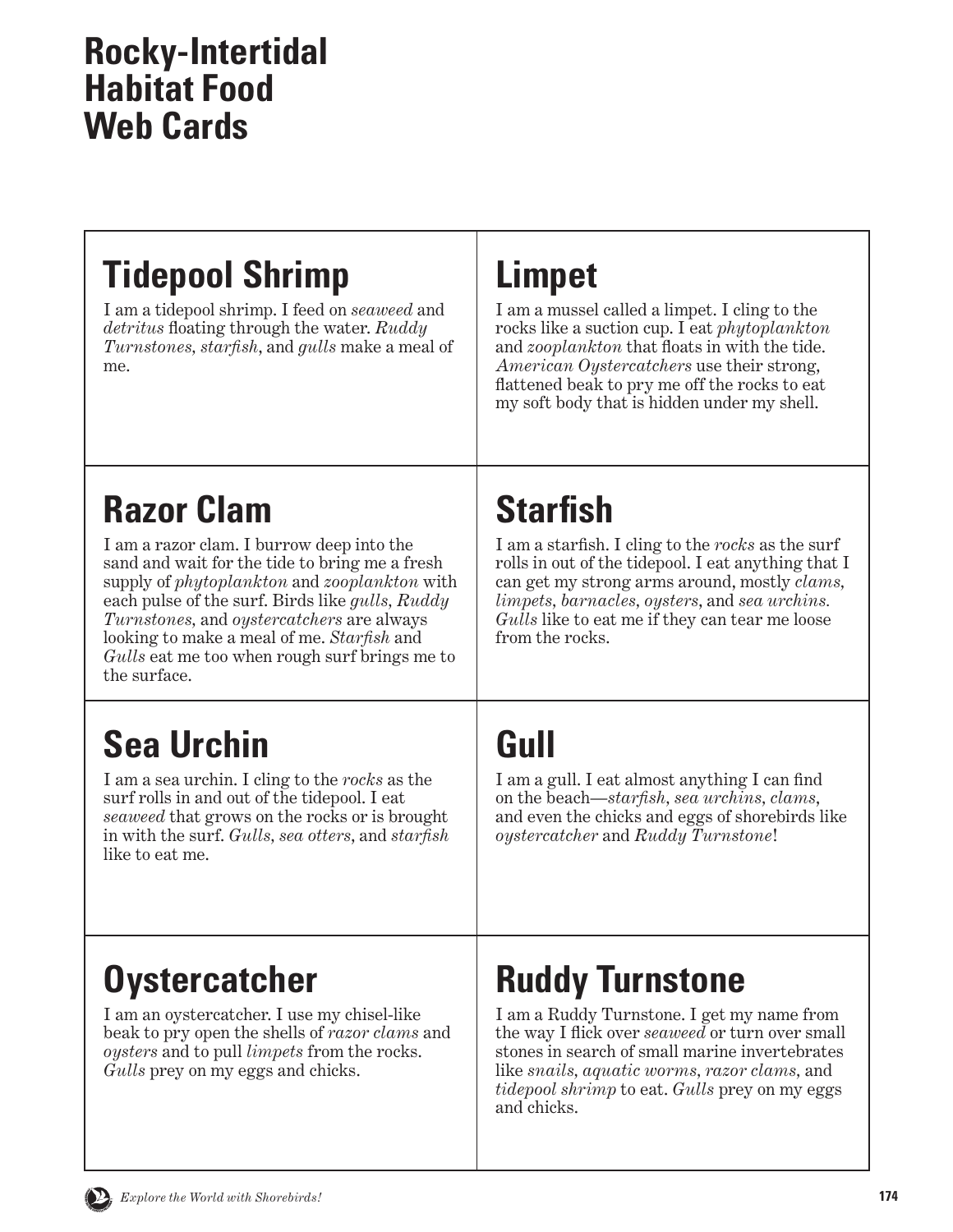# Rocky-Intertidal Habitat Food Web Cards

## Tidepool Shrimp

I am a tidepool shrimp. I feed on *seaweed* and *detritus* floating through the water. *Ruddy Turnstones*, *starfish*, and *gulls* make a meal of me.

## Limpet

I am a mussel called a limpet. I cling to the rocks like a suction cup. I eat *phytoplankton* and *zooplankton* that floats in with the tide. *American Oystercatchers* use their strong, flattened beak to pry me off the rocks to eat my soft body that is hidden under my shell.

## Razor Clam

I am a razor clam. I burrow deep into the sand and wait for the tide to bring me a fresh supply of *phytoplankton* and *zooplankton* with each pulse of the surf. Birds like *gulls*, *Ruddy Turnstones*, and *oystercatchers* are always looking to make a meal of me. *Starfish* and *Gulls* eat me too when rough surf brings me to the surface.

## Starfish

I am a starfish. I cling to the *rocks* as the surf rolls in out of the tidepool. I eat anything that I can get my strong arms around, mostly *clams*, *limpets*, *barnacles*, *oysters*, and *sea urchins*. *Gulls* like to eat me if they can tear me loose from the rocks.

## Sea Urchin

I am a sea urchin. I cling to the *rocks* as the surf rolls in and out of the tidepool. I eat *seaweed* that grows on the rocks or is brought in with the surf. *Gulls*, *sea otters*, and *starfish* like to eat me.

## Gull

I am a gull. I eat almost anything I can find on the beach—*starfish*, *sea urchins*, *clams*, and even the chicks and eggs of shorebirds like *oystercatcher* and *Ruddy Turnstone*!

## Oystercatcher

I am an oystercatcher. I use my chisel-like beak to pry open the shells of *razor clams* and *oysters* and to pull *limpets* from the rocks. *Gulls* prey on my eggs and chicks.

## Ruddy Turnstone

I am a Ruddy Turnstone. I get my name from the way I flick over *seaweed* or turn over small stones in search of small marine invertebrates like *snails*, *aquatic worms*, *razor clams*, and *tidepool shrimp* to eat. *Gulls* prey on my eggs and chicks.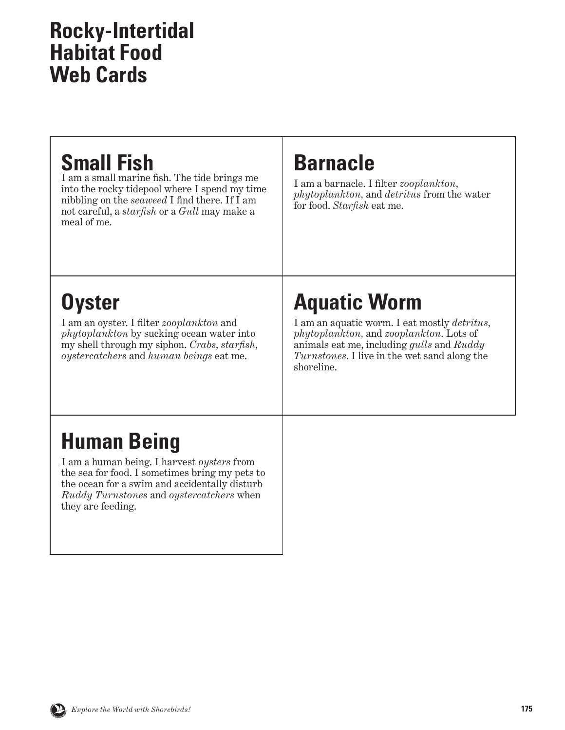# Rocky-Intertidal Habitat Food Web Cards

## Small Fish

I am a small marine fish. The tide brings me into the rocky tidepool where I spend my time nibbling on the *seaweed* I find there. If I am not careful, a *starfish* or a *Gull* may make a meal of me.

## Barnacle

I am a barnacle. I filter *zooplankton, phytoplankton,* and *detritus* from the water for food. *Starfish* eat me.

## Oyster

I am an oyster. I filter *zooplankton* and *phytoplankton* by sucking ocean water into my shell through my siphon. *Crabs, starfish, oystercatchers* and *human beings* eat me.

## Aquatic Worm

I am an aquatic worm. I eat mostly *detritus, phytoplankton,* and *zooplankton.* Lots of animals eat me, including *gulls* and *Ruddy Turnstones.* I live in the wet sand along the shoreline.

## Human Being

I am a human being. I harvest *oysters* from the sea for food. I sometimes bring my pets to the ocean for a swim and accidentally disturb *Ruddy Turnstones* and *oystercatchers* when they are feeding.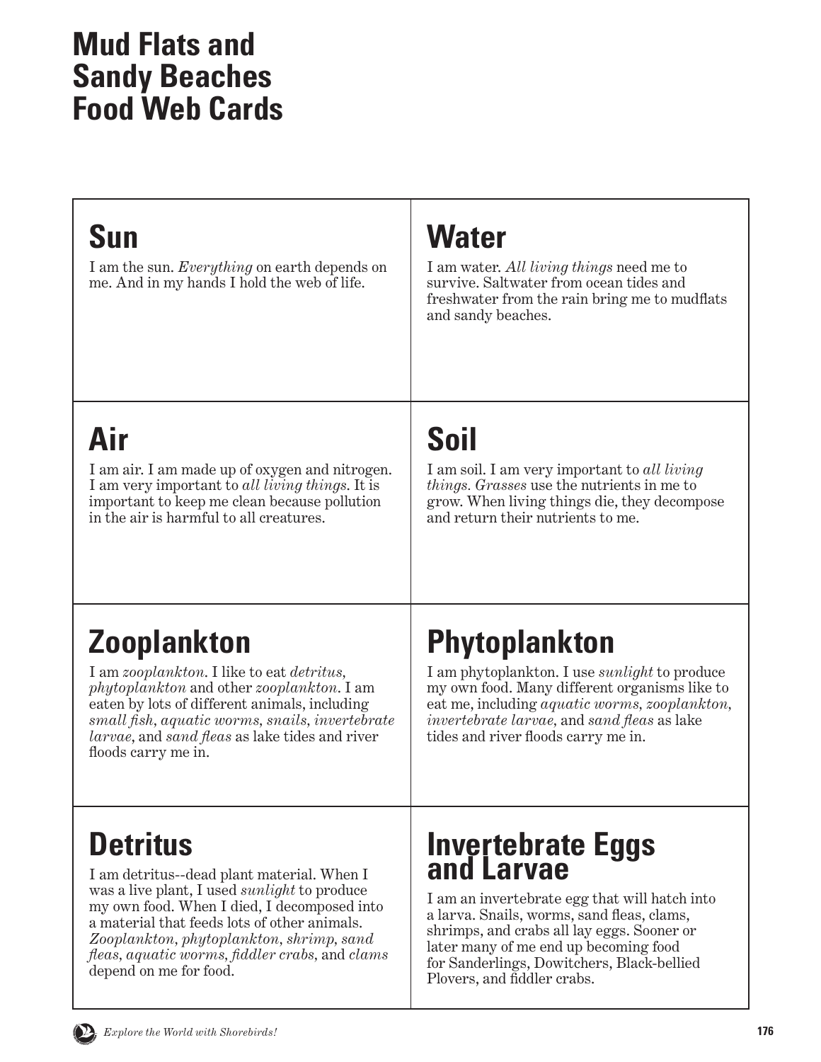# Mud Flats and Sandy Beaches Food Web Cards

## Sun

I am the sun. *Everything* on earth depends on me. And in my hands I hold the web of life.

## Water

I am water. *All living things* need me to survive. Saltwater from ocean tides and freshwater from the rain bring me to mudflats and sandy beaches.

## Air

I am air. I am made up of oxygen and nitrogen. I am very important to *all living things*. It is important to keep me clean because pollution in the air is harmful to all creatures.

## Soil

I am soil. I am very important to *all living things. Grasses* use the nutrients in me to grow. When living things die, they decompose and return their nutrients to me.

## Zooplankton

I am *zooplankton*. I like to eat *detritus, phytoplankton* and other *zooplankton*. I am eaten by lots of different animals, including *small fish, aquatic worms, snails, invertebrate larvae*, and *sand fleas* as lake tides and river floods carry me in.

## Phytoplankton

I am phytoplankton. I use *sunlight* to produce my own food. Many different organisms like to eat me, including *aquatic worms, zooplankton, invertebrate larvae*, and *sand fleas* as lake tides and river floods carry me in.

## Detritus

I am detritus--dead plant material. When I was a live plant, I used *sunlight* to produce my own food. When I died, I decomposed into a material that feeds lots of other animals. *Zooplankton, phytoplankton, shrimp, sand fleas, aquatic worms, fiddler crabs,* and *clams* depend on me for food.

## Invertebrate Eggs and Larvae

I am an invertebrate egg that will hatch into a larva. Snails, worms, sand fleas, clams, shrimps, and crabs all lay eggs. Sooner or later many of me end up becoming food for Sanderlings, Dowitchers, Black-bellied Plovers, and fiddler crabs.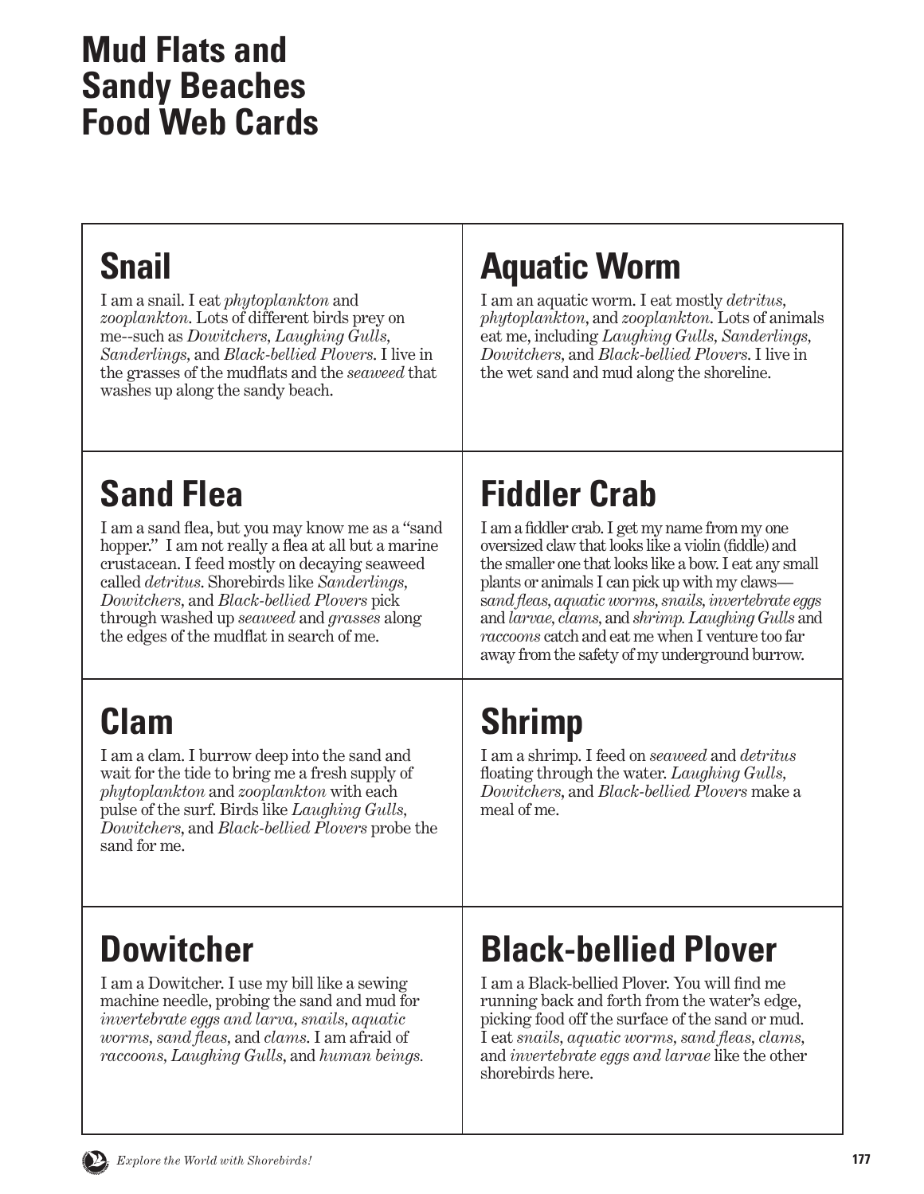# Mud Flats and Sandy Beaches Food Web Cards

## Snail

I am a snail. I eat *phytoplankton* and *zooplankton*. Lots of different birds prey on me--such as *Dowitchers, Laughing Gulls, Sanderlings*, and *Black-bellied Plovers*. I live in the grasses of the mudflats and the *seaweed* that washes up along the sandy beach.

## Aquatic Worm

I am an aquatic worm. I eat mostly *detritus, phytoplankton*, and *zooplankton*. Lots of animals eat me, including *Laughing Gulls, Sanderlings, Dowitchers*, and *Black-bellied Plovers*. I live in the wet sand and mud along the shoreline.

## Sand Flea

I am a sand flea, but you may know me as a "sand hopper." I am not really a flea at all but a marine crustacean. I feed mostly on decaying seaweed called *detritus*. Shorebirds like *Sanderlings, Dowitchers*, and *Black-bellied Plovers* pick through washed up *seaweed* and *grasses* along the edges of the mudflat in search of me.

## Fiddler Crab

I am a fiddler crab. I get my name from my one oversized claw that looks like a violin (fiddle) and the smaller one that looks like a bow. I eat any small plants or animals I can pick up with my claws—*sand fleas, aquatic worms, snails, invertebrate eggs* and *larvae, clams*, and *shrimp*. *Laughing Gulls* and *raccoons* catch and eat me when I venture too far away from the safety of my underground burrow.

## Clam

I am a clam. I burrow deep into the sand and wait for the tide to bring me a fresh supply of *phytoplankton* and *zooplankton* with each pulse of the surf. Birds like *Laughing Gulls, Dowitchers*, and *Black-bellied Plovers* probe the sand for me.

## Shrimp

I am a shrimp. I feed on *seaweed* and *detritus* floating through the water. *Laughing Gulls, Dowitchers*, and *Black-bellied Plovers* make a meal of me.

## Dowitcher

I am a Dowitcher. I use my bill like a sewing machine needle, probing the sand and mud for *invertebrate eggs and larva, snails, aquatic worms, sand fleas*, and *clams*. I am afraid of *raccoons, Laughing Gulls*, and *human beings.*

## Black-bellied Plover

I am a Black-bellied Plover. You will find me running back and forth from the water's edge, picking food off the surface of the sand or mud. I eat *snails, aquatic worms, sand fleas, clams*, and *invertebrate eggs and larvae* like the other shorebirds here.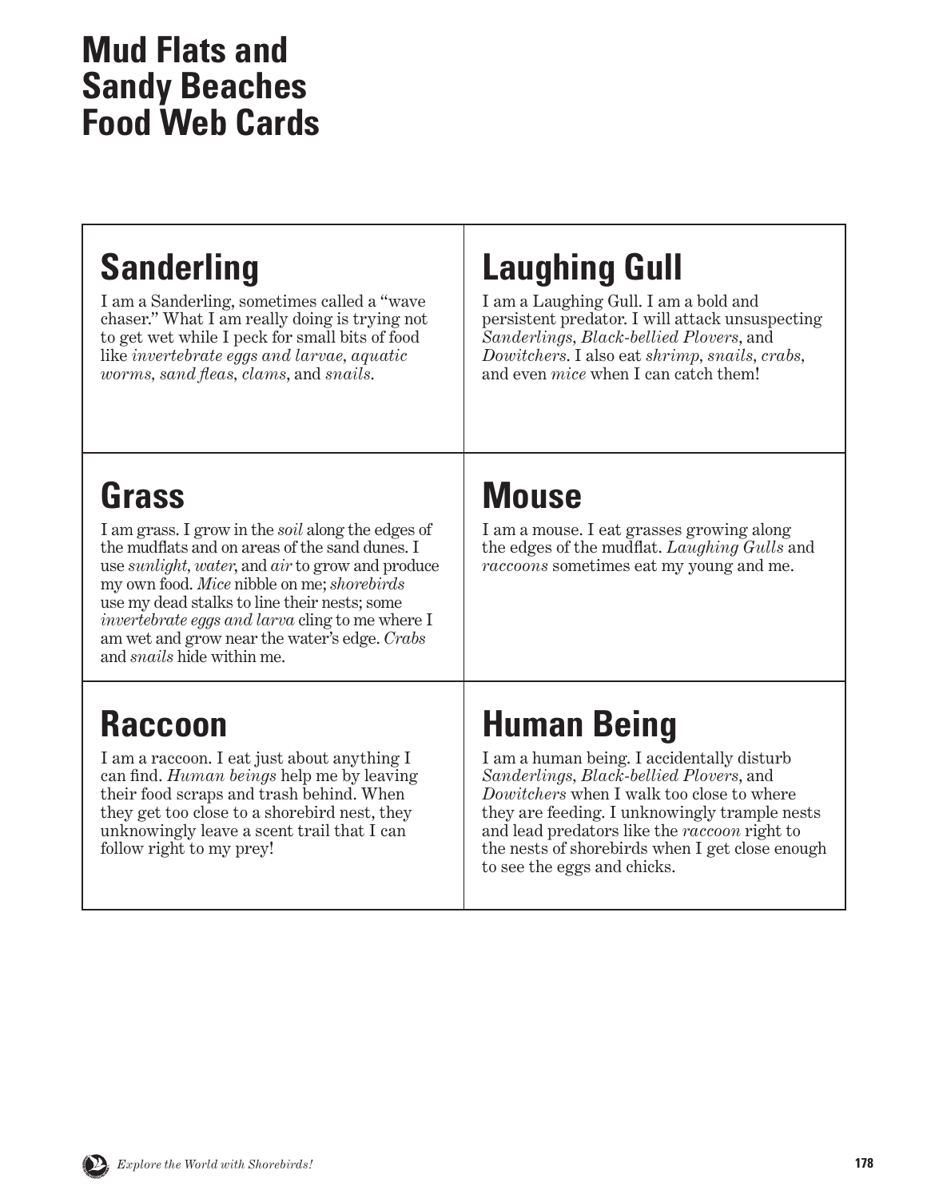# Mud Flats and Sandy Beaches Food Web Cards

## Sanderling

I am a Sanderling, sometimes called a "wave chaser." What I am really doing is trying not to get wet while I peck for small bits of food like *invertebrate eggs and larvae*, *aquatic worms*, *sand fleas*, *clams*, and *snails*.

## Laughing Gull

I am a Laughing Gull. I am a bold and persistent predator. I will attack unsuspecting *Sanderlings*, *Black-bellied Plovers*, and *Dowitchers*. I also eat *shrimp*, *snails*, *crabs*, and even *mice* when I can catch them!

## Grass

I am grass. I grow in the *soil* along the edges of the mudflats and on areas of the sand dunes. I use *sunlight*, *water*, and *air* to grow and produce my own food. *Mice* nibble on me; *shorebirds* use my dead stalks to line their nests; some *invertebrate eggs and larva* cling to me where I am wet and grow near the water's edge. *Crabs* and *snails* hide within me.

## Mouse

I am a mouse. I eat grasses growing along the edges of the mudflat. *Laughing Gulls* and *raccoons* sometimes eat my young and me.

## Raccoon

I am a raccoon. I eat just about anything I can find. *Human beings* help me by leaving their food scraps and trash behind. When they get too close to a shorebird nest, they unknowingly leave a scent trail that I can follow right to my prey!

## Human Being

I am a human being. I accidentally disturb *Sanderlings*, *Black-bellied Plovers*, and *Dowitchers* when I walk too close to where they are feeding. I unknowingly trample nests and lead predators like the *raccoon* right to the nests of shorebirds when I get close enough to see the eggs and chicks.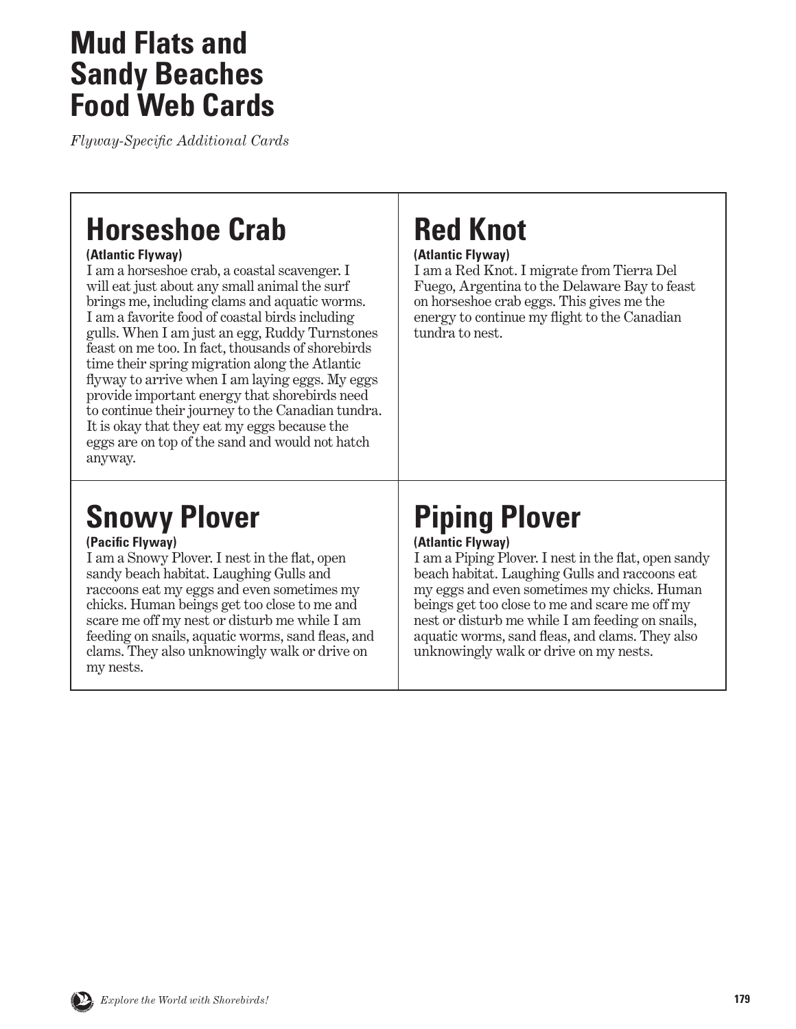# Mud Flats and Sandy Beaches Food Web Cards

*Flyway-Specific Additional Cards*

## Horseshoe Crab

**(Atlantic Flyway)**

I am a horseshoe crab, a coastal scavenger. I will eat just about any small animal the surf brings me, including clams and aquatic worms. I am a favorite food of coastal birds including gulls. When I am just an egg, Ruddy Turnstones feast on me too. In fact, thousands of shorebirds time their spring migration along the Atlantic flyway to arrive when I am laying eggs. My eggs provide important energy that shorebirds need to continue their journey to the Canadian tundra. It is okay that they eat my eggs because the eggs are on top of the sand and would not hatch anyway.

## Red Knot

**(Atlantic Flyway)**

I am a Red Knot. I migrate from Tierra Del Fuego, Argentina to the Delaware Bay to feast on horseshoe crab eggs. This gives me the energy to continue my flight to the Canadian tundra to nest.

## Snowy Plover

**(Pacific Flyway)**

I am a Snowy Plover. I nest in the flat, open sandy beach habitat. Laughing Gulls and raccoons eat my eggs and even sometimes my chicks. Human beings get too close to me and scare me off my nest or disturb me while I am feeding on snails, aquatic worms, sand fleas, and clams. They also unknowingly walk or drive on my nests.

## Piping Plover

**(Atlantic Flyway)**

I am a Piping Plover. I nest in the flat, open sandy beach habitat. Laughing Gulls and raccoons eat my eggs and even sometimes my chicks. Human beings get too close to me and scare me off my nest or disturb me while I am feeding on snails, aquatic worms, sand fleas, and clams. They also unknowingly walk or drive on my nests.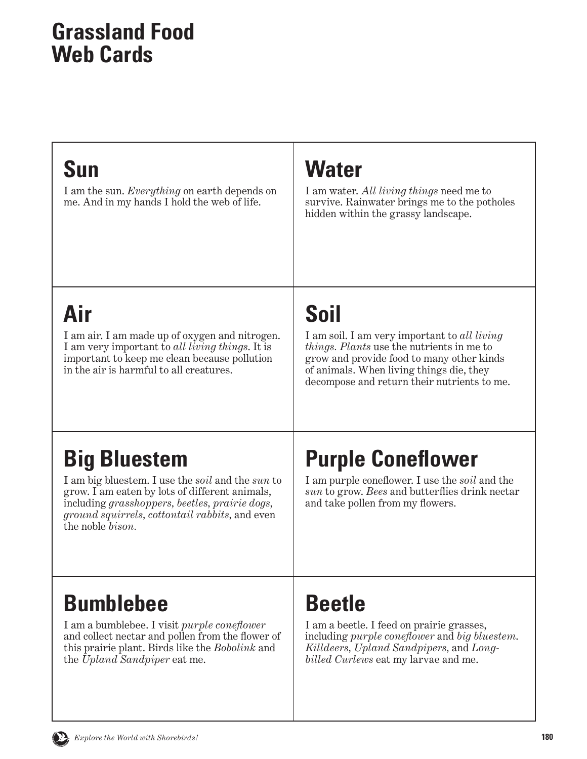# Grassland Food Web Cards

## Sun

I am the sun. *Everything* on earth depends on me. And in my hands I hold the web of life.

## Water

I am water. *All living things* need me to survive. Rainwater brings me to the potholes hidden within the grassy landscape.

## Air

I am air. I am made up of oxygen and nitrogen. I am very important to *all living things*. It is important to keep me clean because pollution in the air is harmful to all creatures.

## Soil

I am soil. I am very important to *all living things. Plants* use the nutrients in me to grow and provide food to many other kinds of animals. When living things die, they decompose and return their nutrients to me.

## Big Bluestem

I am big bluestem. I use the *soil* and the *sun* to grow. I am eaten by lots of different animals, including *grasshoppers, beetles, prairie dogs, ground squirrels, cottontail rabbits,* and even the noble *bison.*

## Purple Coneflower

I am purple coneflower. I use the *soil* and the *sun* to grow. *Bees* and butterflies drink nectar and take pollen from my flowers.

## Bumblebee

I am a bumblebee. I visit *purple coneflower* and collect nectar and pollen from the flower of this prairie plant. Birds like the *Bobolink* and the *Upland Sandpiper* eat me.

## Beetle

I am a beetle. I feed on prairie grasses, including *purple coneflower* and *big bluestem. Killdeers, Upland Sandpipers,* and *Long-billed Curlews* eat my larvae and me.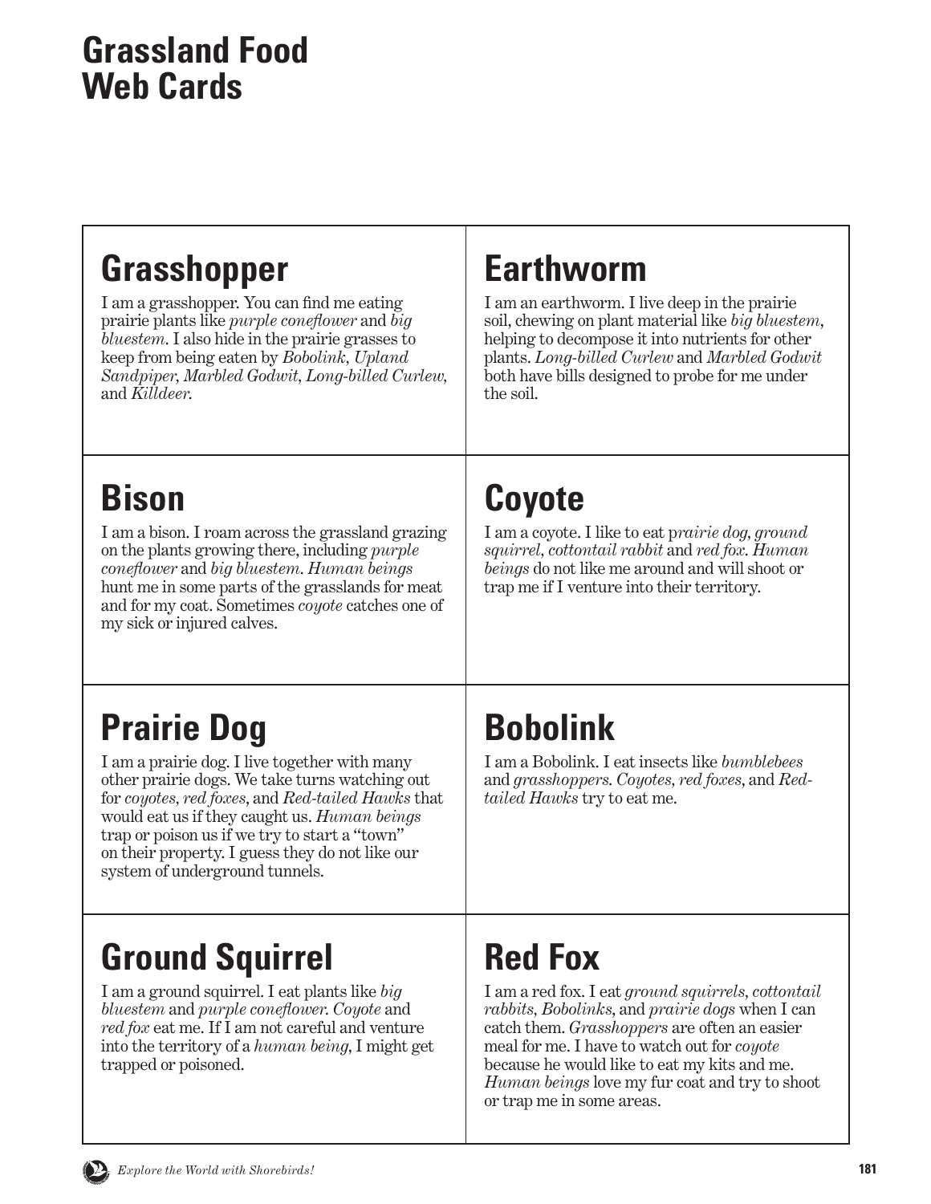# Grassland Food Web Cards

## Grasshopper

I am a grasshopper. You can find me eating prairie plants like *purple coneflower* and *big bluestem*. I also hide in the prairie grasses to keep from being eaten by *Bobolink, Upland Sandpiper, Marbled Godwit, Long-billed Curlew,* and *Killdeer.*

## Earthworm

I am an earthworm. I live deep in the prairie soil, chewing on plant material like *big bluestem*, helping to decompose it into nutrients for other plants. *Long-billed Curlew* and *Marbled Godwit* both have bills designed to probe for me under the soil.

## Bison

I am a bison. I roam across the grassland grazing on the plants growing there, including *purple coneflower* and *big bluestem*. *Human beings* hunt me in some parts of the grasslands for meat and for my coat. Sometimes *coyote* catches one of my sick or injured calves.

## Coyote

I am a coyote. I like to eat p*rairie dog, ground squirrel, cottontail rabbit* and *red fox. Human beings* do not like me around and will shoot or trap me if I venture into their territory.

## Prairie Dog

I am a prairie dog. I live together with many other prairie dogs. We take turns watching out for *coyotes*, *red foxes*, and *Red-tailed Hawks* that would eat us if they caught us. *Human beings* trap or poison us if we try to start a "town" on their property. I guess they do not like our system of underground tunnels.

## Bobolink

I am a Bobolink. I eat insects like *bumblebees* and *grasshoppers. Coyotes, red foxes*, and *Red-tailed Hawks* try to eat me.

## Ground Squirrel

I am a ground squirrel. I eat plants like *big bluestem* and *purple coneflower. Coyote* and *red fox* eat me. If I am not careful and venture into the territory of a *human being*, I might get trapped or poisoned.

## Red Fox

I am a red fox. I eat *ground squirrels, cottontail rabbits, Bobolinks*, and *prairie dogs* when I can catch them. *Grasshoppers* are often an easier meal for me. I have to watch out for *coyote* because he would like to eat my kits and me. *Human beings* love my fur coat and try to shoot or trap me in some areas.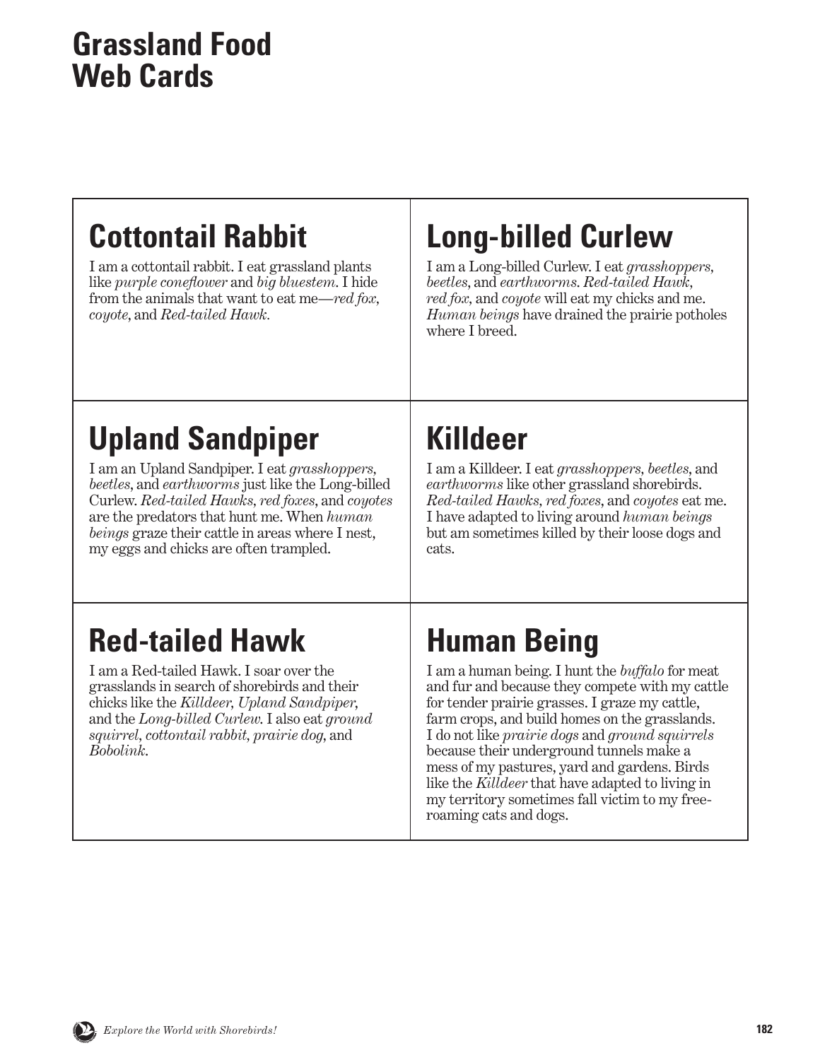# Grassland Food Web Cards

## Cottontail Rabbit

I am a cottontail rabbit. I eat grassland plants like *purple coneflower* and *big bluestem*. I hide from the animals that want to eat me—*red fox*, *coyote*, and *Red-tailed Hawk*.

## Long-billed Curlew

I am a Long-billed Curlew. I eat *grasshoppers*, *beetles*, and *earthworms*. *Red-tailed Hawk*, *red fox*, and *coyote* will eat my chicks and me. *Human beings* have drained the prairie potholes where I breed.

## Upland Sandpiper

I am an Upland Sandpiper. I eat *grasshoppers*, *beetles*, and *earthworms* just like the Long-billed Curlew. *Red-tailed Hawks*, *red foxes*, and *coyotes* are the predators that hunt me. When *human beings* graze their cattle in areas where I nest, my eggs and chicks are often trampled.

## Killdeer

I am a Killdeer. I eat *grasshoppers*, *beetles*, and *earthworms* like other grassland shorebirds. *Red-tailed Hawks*, *red foxes*, and *coyotes* eat me. I have adapted to living around *human beings* but am sometimes killed by their loose dogs and cats.

## Red-tailed Hawk

I am a Red-tailed Hawk. I soar over the grasslands in search of shorebirds and their chicks like the *Killdeer*, *Upland Sandpiper*, and the *Long-billed Curlew*. I also eat *ground squirrel*, *cottontail rabbit*, *prairie dog*, and *Bobolink*.

## Human Being

I am a human being. I hunt the *buffalo* for meat and fur and because they compete with my cattle for tender prairie grasses. I graze my cattle, farm crops, and build homes on the grasslands. I do not like *prairie dogs* and *ground squirrels* because their underground tunnels make a mess of my pastures, yard and gardens. Birds like the *Killdeer* that have adapted to living in my territory sometimes fall victim to my free-roaming cats and dogs.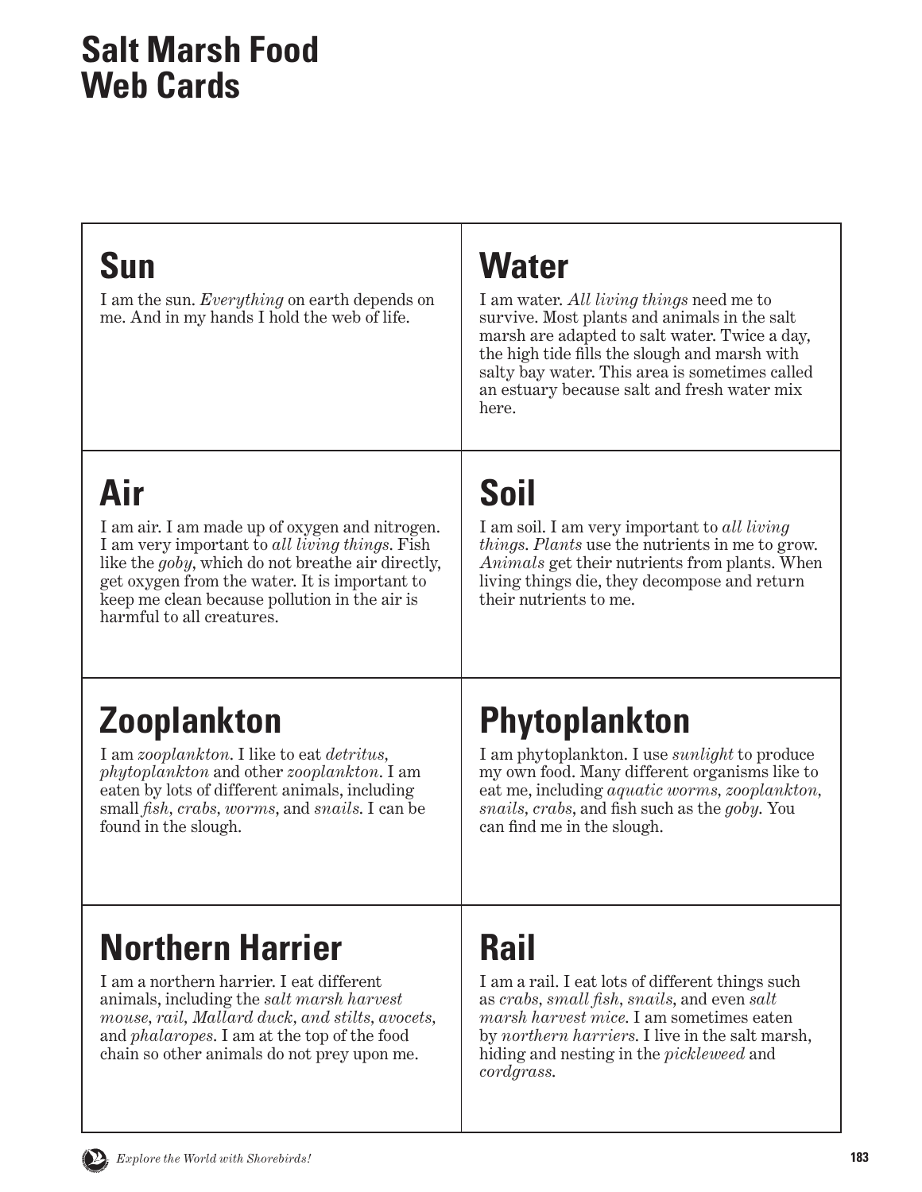# Salt Marsh Food Web Cards

## Sun

I am the sun. *Everything* on earth depends on me. And in my hands I hold the web of life.

## Water

I am water. *All living things* need me to survive. Most plants and animals in the salt marsh are adapted to salt water. Twice a day, the high tide fills the slough and marsh with salty bay water. This area is sometimes called an estuary because salt and fresh water mix here.

## Air

I am air. I am made up of oxygen and nitrogen. I am very important to *all living things*. Fish like the *goby*, which do not breathe air directly, get oxygen from the water. It is important to keep me clean because pollution in the air is harmful to all creatures.

## Soil

I am soil. I am very important to *all living things*. *Plants* use the nutrients in me to grow. *Animals* get their nutrients from plants. When living things die, they decompose and return their nutrients to me.

## Zooplankton

I am *zooplankton*. I like to eat *detritus, phytoplankton* and other *zooplankton*. I am eaten by lots of different animals, including small *fish*, *crabs*, *worms*, and *snails*. I can be found in the slough.

## Phytoplankton

I am phytoplankton. I use *sunlight* to produce my own food. Many different organisms like to eat me, including *aquatic worms, zooplankton, snails, crabs*, and fish such as the *goby*. You can find me in the slough.

## Northern Harrier

I am a northern harrier. I eat different animals, including the *salt marsh harvest mouse, rail, Mallard duck, and stilts, avocets*, and *phalaropes*. I am at the top of the food chain so other animals do not prey upon me.

## Rail

I am a rail. I eat lots of different things such as *crabs, small fish, snails*, and even *salt marsh harvest mice*. I am sometimes eaten by *northern harriers*. I live in the salt marsh, hiding and nesting in the *pickleweed* and *cordgrass*.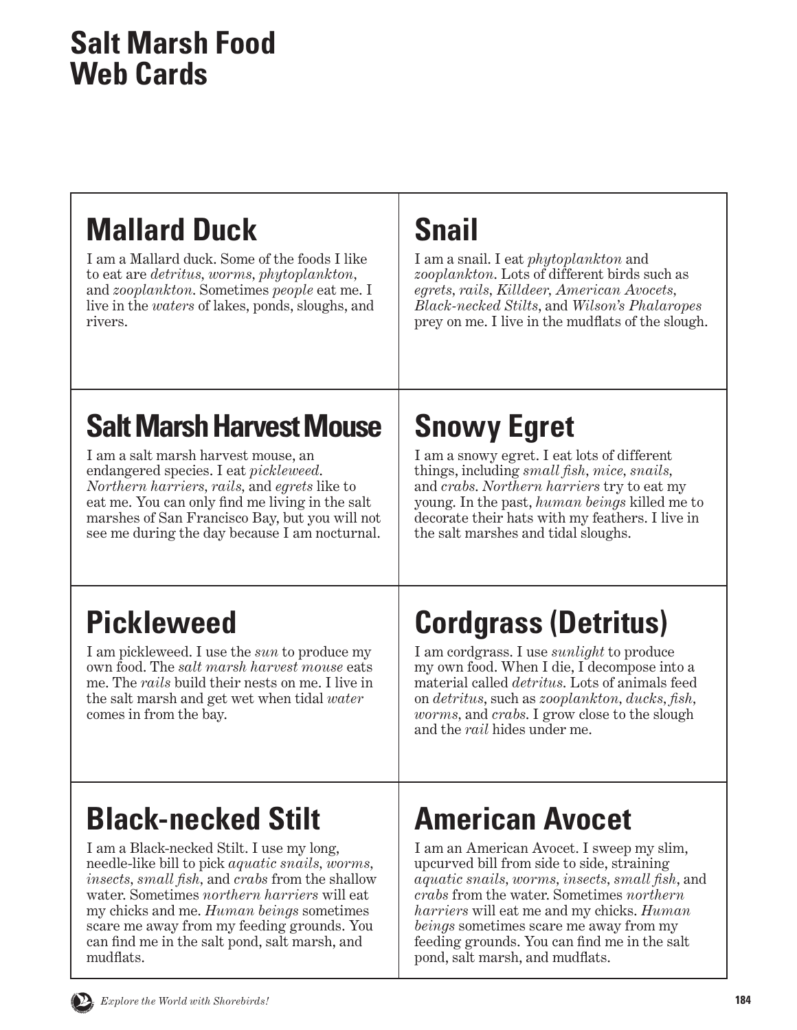# Salt Marsh Food Web Cards

## Mallard Duck

I am a Mallard duck. Some of the foods I like to eat are *detritus, worms, phytoplankton,* and *zooplankton*. Sometimes *people* eat me. I live in the *waters* of lakes, ponds, sloughs, and rivers.

## Snail

I am a snail. I eat *phytoplankton* and *zooplankton*. Lots of different birds such as *egrets, rails, Killdeer, American Avocets, Black-necked Stilts,* and *Wilson's Phalaropes* prey on me. I live in the mudflats of the slough.

## Salt Marsh Harvest Mouse

I am a salt marsh harvest mouse, an endangered species. I eat *pickleweed*. *Northern harriers, rails,* and *egrets* like to eat me. You can only find me living in the salt marshes of San Francisco Bay, but you will not see me during the day because I am nocturnal.

## Snowy Egret

I am a snowy egret. I eat lots of different things, including *small fish, mice, snails,* and *crabs*. *Northern harriers* try to eat my young. In the past, *human beings* killed me to decorate their hats with my feathers. I live in the salt marshes and tidal sloughs.

## Pickleweed

I am pickleweed. I use the *sun* to produce my own food. The *salt marsh harvest mouse* eats me. The *rails* build their nests on me. I live in the salt marsh and get wet when tidal *water* comes in from the bay.

## Cordgrass (Detritus)

I am cordgrass. I use *sunlight* to produce my own food. When I die, I decompose into a material called *detritus*. Lots of animals feed on *detritus*, such as *zooplankton, ducks, fish, worms,* and *crabs*. I grow close to the slough and the *rail* hides under me.

## Black-necked Stilt

I am a Black-necked Stilt. I use my long, needle-like bill to pick *aquatic snails, worms, insects, small fish,* and *crabs* from the shallow water. Sometimes *northern harriers* will eat my chicks and me. *Human beings* sometimes scare me away from my feeding grounds. You can find me in the salt pond, salt marsh, and mudflats.

## American Avocet

I am an American Avocet. I sweep my slim, upcurved bill from side to side, straining *aquatic snails, worms, insects, small fish,* and *crabs* from the water. Sometimes *northern harriers* will eat me and my chicks. *Human beings* sometimes scare me away from my feeding grounds. You can find me in the salt pond, salt marsh, and mudflats.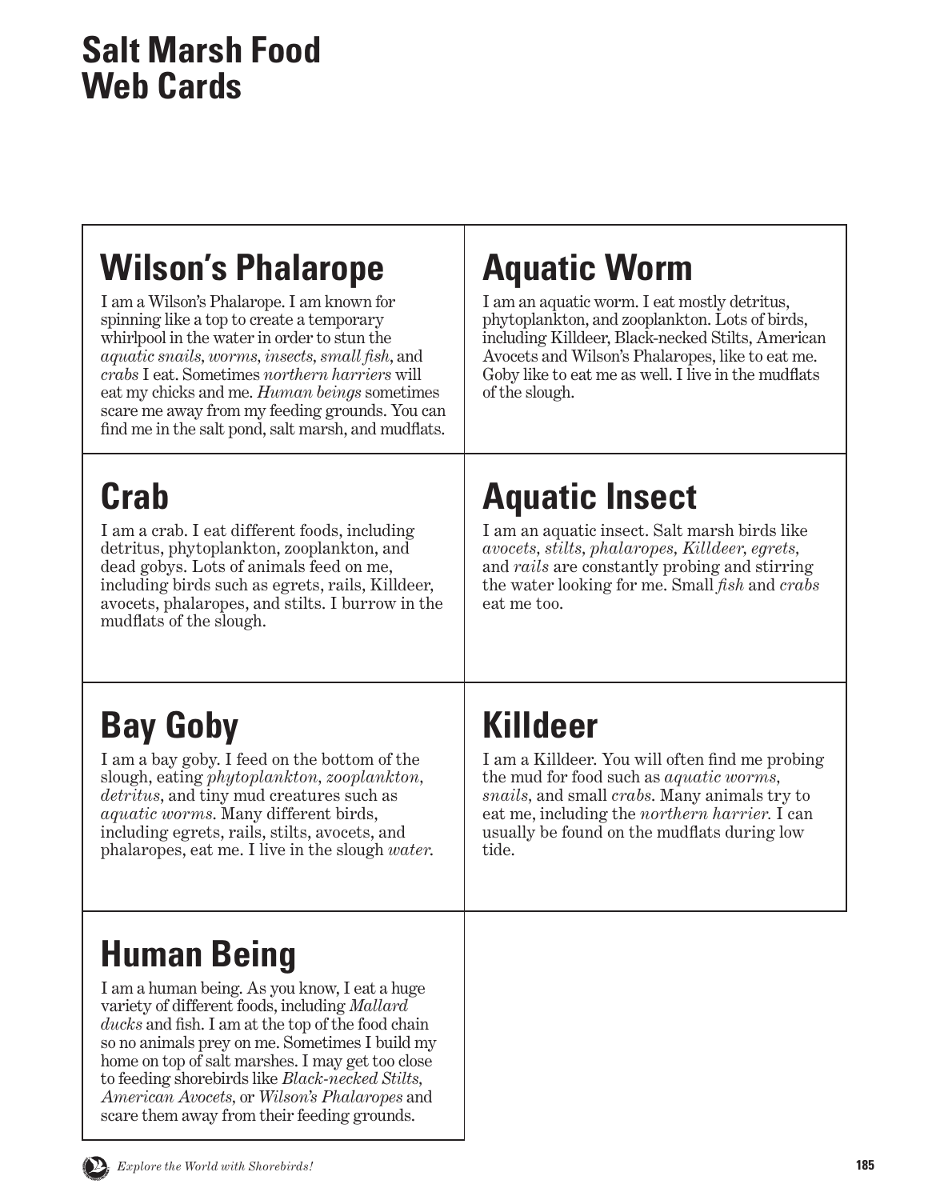# Salt Marsh Food Web Cards

## Wilson's Phalarope

I am a Wilson's Phalarope. I am known for spinning like a top to create a temporary whirlpool in the water in order to stun the *aquatic snails, worms, insects, small fish*, and *crabs* I eat. Sometimes *northern harriers* will eat my chicks and me. *Human beings* sometimes scare me away from my feeding grounds. You can find me in the salt pond, salt marsh, and mudflats.

## Aquatic Worm

I am an aquatic worm. I eat mostly detritus, phytoplankton, and zooplankton. Lots of birds, including Killdeer, Black-necked Stilts, American Avocets and Wilson's Phalaropes, like to eat me. Goby like to eat me as well. I live in the mudflats of the slough.

## Crab

I am a crab. I eat different foods, including detritus, phytoplankton, zooplankton, and dead gobys. Lots of animals feed on me, including birds such as egrets, rails, Killdeer, avocets, phalaropes, and stilts. I burrow in the mudflats of the slough.

## Aquatic Insect

I am an aquatic insect. Salt marsh birds like *avocets, stilts, phalaropes, Killdeer, egrets*, and *rails* are constantly probing and stirring the water looking for me. Small *fish* and *crabs* eat me too.

## Bay Goby

I am a bay goby. I feed on the bottom of the slough, eating *phytoplankton, zooplankton, detritus*, and tiny mud creatures such as *aquatic worms*. Many different birds, including egrets, rails, stilts, avocets, and phalaropes, eat me. I live in the slough *water*.

## Killdeer

I am a Killdeer. You will often find me probing the mud for food such as *aquatic worms, snails*, and small *crabs*. Many animals try to eat me, including the *northern harrier*. I can usually be found on the mudflats during low tide.

## Human Being

I am a human being. As you know, I eat a huge variety of different foods, including *Mallard ducks* and fish. I am at the top of the food chain so no animals prey on me. Sometimes I build my home on top of salt marshes. I may get too close to feeding shorebirds like *Black-necked Stilts, American Avocets*, or *Wilson's Phalaropes* and scare them away from their feeding grounds.